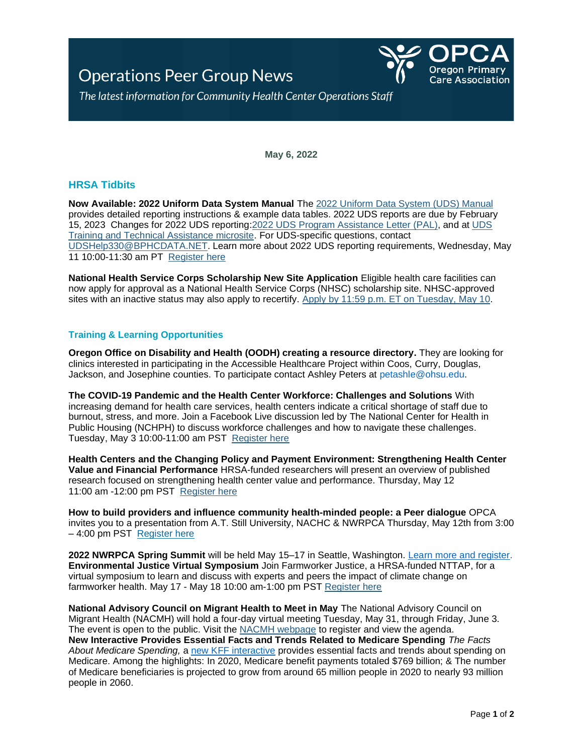# Operations Peer Group News

*The latest information for Community Health Center Operations Staff*

OPCA Oregon Primary Care Association

**May 6, 2022**

## HRSA Tidbits

**Now Available: 2022 Uniform Data System Manual** The 2022 Uniform Data System (UDS) Manual provides detailed reporting instructions & example data tables. 2022 UDS reports are due by February 15, 2023 Changes for 2022 UDS reporting:2022 UDS Program Assistance Letter (PAL), and at UDS Training and Technical Assistance microsite. For UDS-specific questions, contact UDSHelp330@BPHCDATA.NET. Learn more about 2022 UDS reporting requirements, Wednesday, May 11 10:00-11:30 am PT Register here

**National Health Service Corps Scholarship New Site Application** Eligible health care facilities can now apply for approval as a National Health Service Corps (NHSC) scholarship site. NHSC-approved sites with an inactive status may also apply to recertify. Apply by 11:59 p.m. ET on Tuesday, May 10.

### Training & Learning Opportunities

**Oregon Office on Disability and Health (OODH) creating a resource directory.** They are looking for clinics interested in participating in the Accessible Healthcare Project within Coos, Curry, Douglas, Jackson, and Josephine counties. To participate contact Ashley Peters at petashle@ohsu.edu.

**The COVID-19 Pandemic and the Health Center Workforce: Challenges and Solutions** With increasing demand for health care services, health centers indicate a critical shortage of staff due to burnout, stress, and more. Join a Facebook Live discussion led by The National Center for Health in Public Housing (NCHPH) to discuss workforce challenges and how to navigate these challenges. Tuesday, May 3 10:00-11:00 am PST Register here

**Health Centers and the Changing Policy and Payment Environment: Strengthening Health Center Value and Financial Performance** HRSA-funded researchers will present an overview of published research focused on strengthening health center value and performance. Thursday, May 12 11:00 am -12:00 pm PST Register here

**How to build providers and influence community health-minded people: a Peer dialogue** OPCA invites you to a presentation from A.T. Still University, NACHC & NWRPCA Thursday, May 12th from 3:00 – 4:00 pm PST Register here

**2022 NWRPCA Spring Summit** will be held May 15–17 in Seattle, Washington. Learn more and register.
**Environmental Justice Virtual Symposium** Join Farmworker Justice, a HRSA-funded NTTAP, for a virtual symposium to learn and discuss with experts and peers the impact of climate change on farmworker health. May 17 - May 18 10:00 am-1:00 pm PST Register here

**National Advisory Council on Migrant Health to Meet in May** The National Advisory Council on Migrant Health (NACMH) will hold a four-day virtual meeting Tuesday, May 31, through Friday, June 3. The event is open to the public. Visit the NACMH webpage to register and view the agenda.
**New Interactive Provides Essential Facts and Trends Related to Medicare Spending** *The Facts About Medicare Spending,* a new KFF interactive provides essential facts and trends about spending on Medicare. Among the highlights: In 2020, Medicare benefit payments totaled $769 billion; & The number of Medicare beneficiaries is projected to grow from around 65 million people in 2020 to nearly 93 million people in 2060.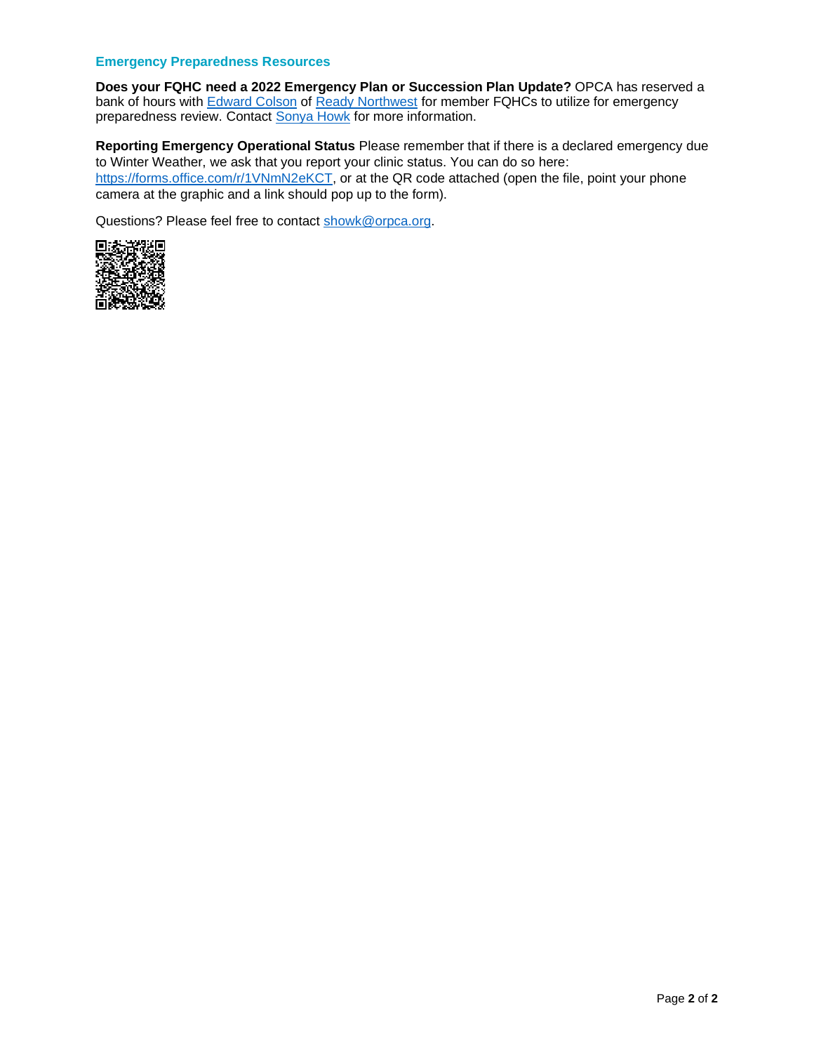### Emergency Preparedness Resources

**Does your FQHC need a 2022 Emergency Plan or Succession Plan Update?** OPCA has reserved a bank of hours with Edward Colson of Ready Northwest for member FQHCs to utilize for emergency preparedness review. Contact Sonya Howk for more information.

**Reporting Emergency Operational Status** Please remember that if there is a declared emergency due to Winter Weather, we ask that you report your clinic status. You can do so here: https://forms.office.com/r/1VNmN2eKCT, or at the QR code attached (open the file, point your phone camera at the graphic and a link should pop up to the form).

Questions? Please feel free to contact showk@orpca.org.